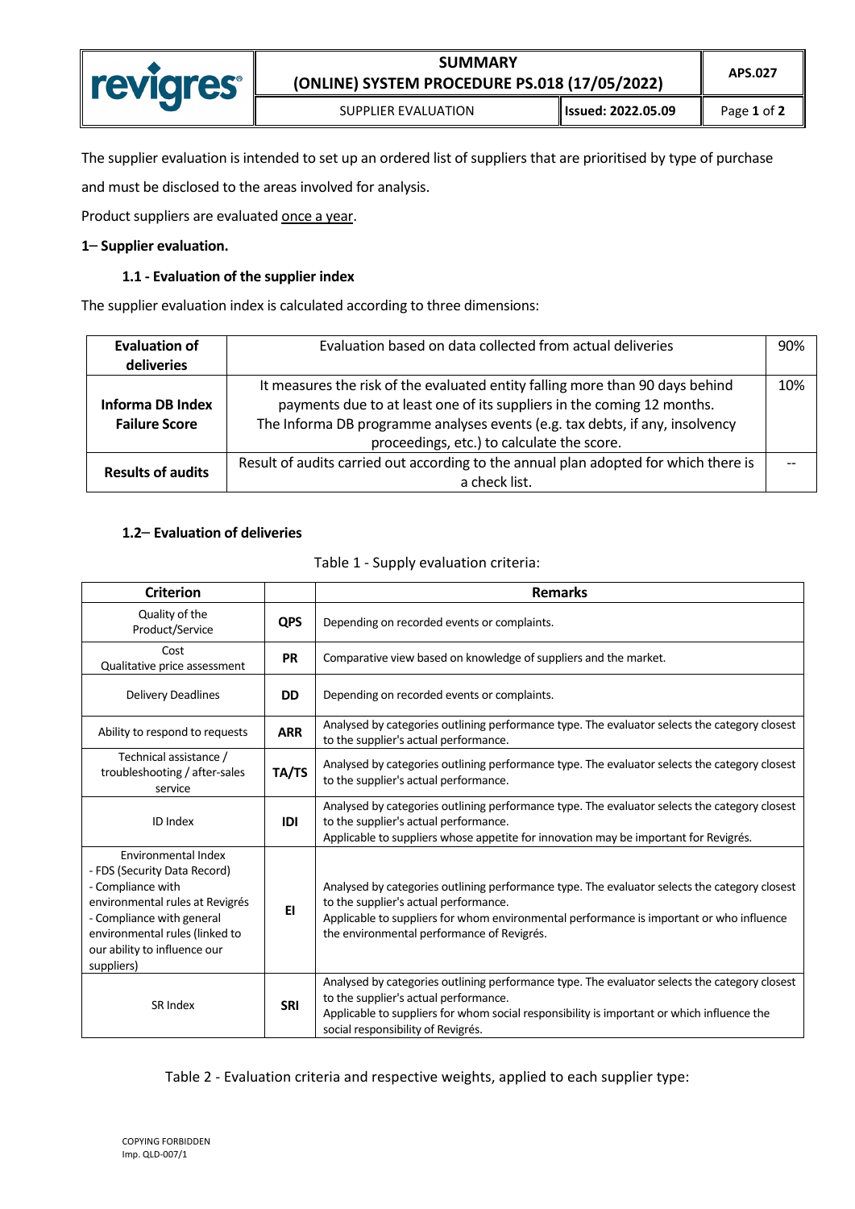| revigres | SUMMARY (ONLINE) SYSTEM PROCEDURE PS.018 (17/05/2022) | | APS.027 |
|---|---|---|---|
| | SUPPLIER EVALUATION | Issued: 2022.05.09 | |

The supplier evaluation is intended to set up an ordered list of suppliers that are prioritised by type of purchase and must be disclosed to the areas involved for analysis.

Product suppliers are evaluated once a year.

### 1– Supplier evaluation.

#### 1.1 - Evaluation of the supplier index

The supplier evaluation index is calculated according to three dimensions:

| | | |
|---|---|---|
| **Evaluation of deliveries** | Evaluation based on data collected from actual deliveries | 90% |
| **Informa DB Index Failure Score** | It measures the risk of the evaluated entity falling more than 90 days behind payments due to at least one of its suppliers in the coming 12 months. The Informa DB programme analyses events (e.g. tax debts, if any, insolvency proceedings, etc.) to calculate the score. | 10% |
| **Results of audits** | Result of audits carried out according to the annual plan adopted for which there is a check list. | -- |

#### 1.2– Evaluation of deliveries

Table 1 - Supply evaluation criteria:

| Criterion | | Remarks |
|---|---|---|
| Quality of the Product/Service | **QPS** | Depending on recorded events or complaints. |
| Cost Qualitative price assessment | **PR** | Comparative view based on knowledge of suppliers and the market. |
| Delivery Deadlines | **DD** | Depending on recorded events or complaints. |
| Ability to respond to requests | **ARR** | Analysed by categories outlining performance type. The evaluator selects the category closest to the supplier's actual performance. |
| Technical assistance / troubleshooting / after-sales service | **TA/TS** | Analysed by categories outlining performance type. The evaluator selects the category closest to the supplier's actual performance. |
| ID Index | **IDI** | Analysed by categories outlining performance type. The evaluator selects the category closest to the supplier's actual performance. Applicable to suppliers whose appetite for innovation may be important for Revigrés. |
| Environmental Index - FDS (Security Data Record) - Compliance with environmental rules at Revigrés - Compliance with general environmental rules (linked to our ability to influence our suppliers) | **EI** | Analysed by categories outlining performance type. The evaluator selects the category closest to the supplier's actual performance. Applicable to suppliers for whom environmental performance is important or who influence the environmental performance of Revigrés. |
| SR Index | **SRI** | Analysed by categories outlining performance type. The evaluator selects the category closest to the supplier's actual performance. Applicable to suppliers for whom social responsibility is important or which influence the social responsibility of Revigrés. |

Table 2 - Evaluation criteria and respective weights, applied to each supplier type:

COPYING FORBIDDEN
Imp. QLD-007/1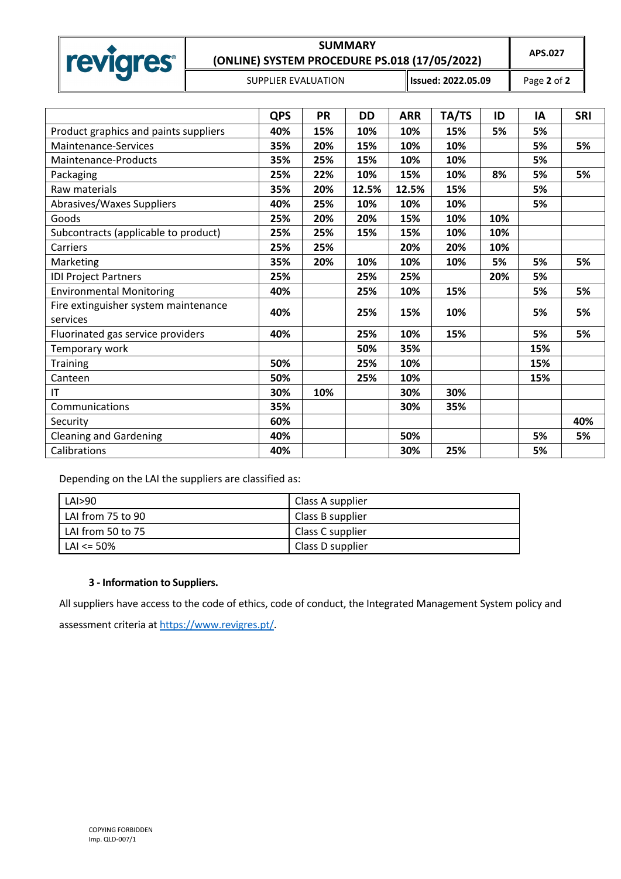| | QPS | PR | DD | ARR | TA/TS | ID | IA | SRI |
|---|---|---|---|---|---|---|---|---|
| Product graphics and paints suppliers | **40%** | **15%** | **10%** | **10%** | **15%** | **5%** | **5%** | |
| Maintenance-Services | **35%** | **20%** | **15%** | **10%** | **10%** | | **5%** | **5%** |
| Maintenance-Products | **35%** | **25%** | **15%** | **10%** | **10%** | | **5%** | |
| Packaging | **25%** | **22%** | **10%** | **15%** | **10%** | **8%** | **5%** | **5%** |
| Raw materials | **35%** | **20%** | **12.5%** | **12.5%** | **15%** | | **5%** | |
| Abrasives/Waxes Suppliers | **40%** | **25%** | **10%** | **10%** | **10%** | | **5%** | |
| Goods | **25%** | **20%** | **20%** | **15%** | **10%** | **10%** | | |
| Subcontracts (applicable to product) | **25%** | **25%** | **15%** | **15%** | **10%** | **10%** | | |
| Carriers | **25%** | **25%** | | **20%** | **20%** | **10%** | | |
| Marketing | **35%** | **20%** | **10%** | **10%** | **10%** | **5%** | **5%** | **5%** |
| IDI Project Partners | **25%** | | **25%** | **25%** | | **20%** | **5%** | |
| Environmental Monitoring | **40%** | | **25%** | **10%** | **15%** | | **5%** | **5%** |
| Fire extinguisher system maintenance services | **40%** | | **25%** | **15%** | **10%** | | **5%** | **5%** |
| Fluorinated gas service providers | **40%** | | **25%** | **10%** | **15%** | | **5%** | **5%** |
| Temporary work | | | **50%** | **35%** | | | **15%** | |
| Training | **50%** | | **25%** | **10%** | | | **15%** | |
| Canteen | **50%** | | **25%** | **10%** | | | **15%** | |
| IT | **30%** | **10%** | | **30%** | **30%** | | | |
| Communications | **35%** | | | **30%** | **35%** | | | |
| Security | **60%** | | | | | | | **40%** |
| Cleaning and Gardening | **40%** | | | **50%** | | | **5%** | **5%** |
| Calibrations | **40%** | | | **30%** | **25%** | | **5%** | |

Depending on the LAI the suppliers are classified as:

| | |
|---|---|
| LAI>90 | Class A supplier |
| LAI from 75 to 90 | Class B supplier |
| LAI from 50 to 75 | Class C supplier |
| LAI <= 50% | Class D supplier |

### 3 - Information to Suppliers.

All suppliers have access to the code of ethics, code of conduct, the Integrated Management System policy and assessment criteria at https://www.revigres.pt/.